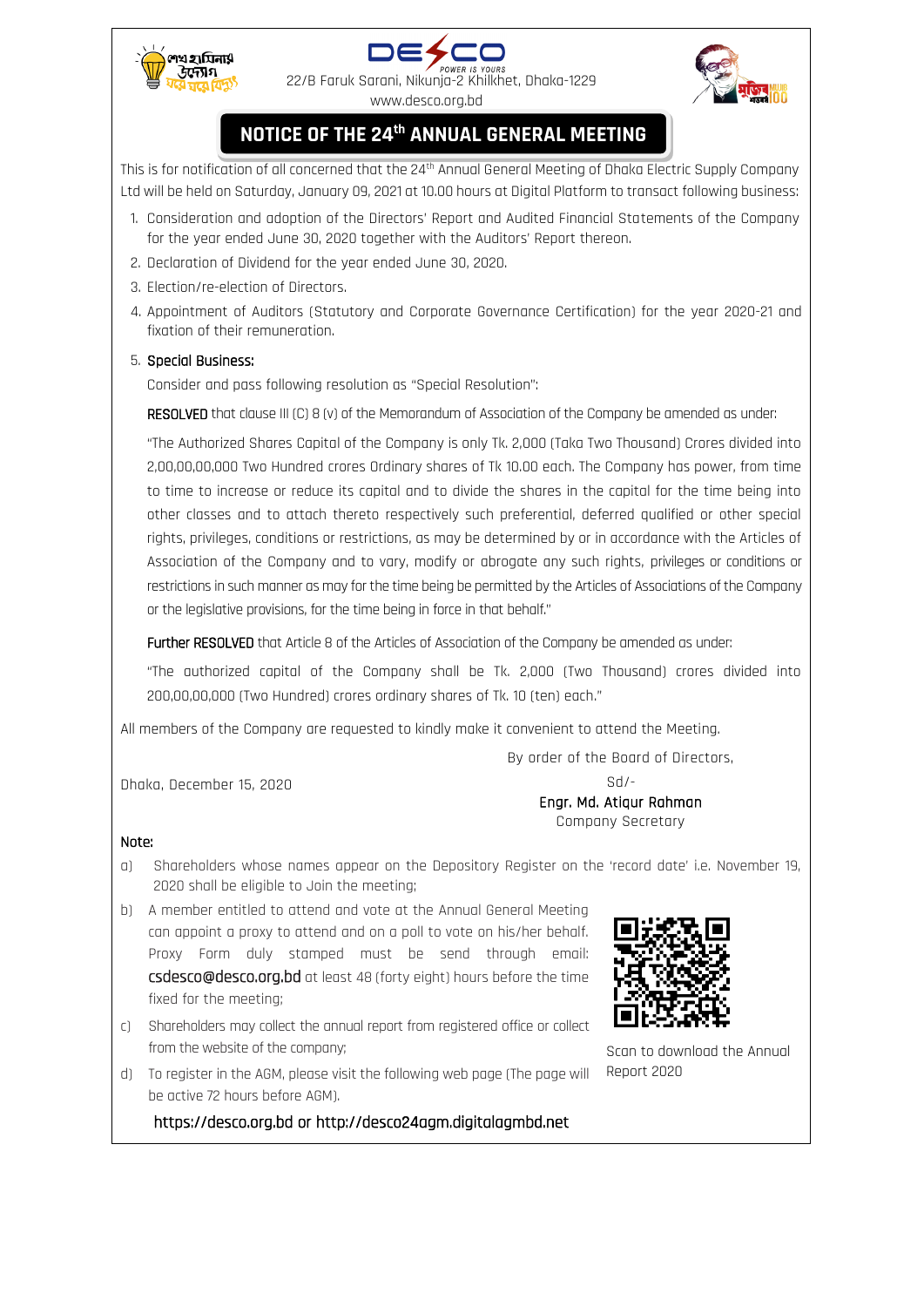DESCO

POWER IS YOURS

22/B Faruk Sarani, Nikunja-2 Khilkhet, Dhaka-1229

www.desco.org.bd

# NOTICE OF THE 24th ANNUAL GENERAL MEETING

This is for notification of all concerned that the 24th Annual General Meeting of Dhaka Electric Supply Company Ltd will be held on Saturday, January 09, 2021 at 10.00 hours at Digital Platform to transact following business:

1. Consideration and adoption of the Directors' Report and Audited Financial Statements of the Company for the year ended June 30, 2020 together with the Auditors' Report thereon.
2. Declaration of Dividend for the year ended June 30, 2020.
3. Election/re-election of Directors.
4. Appointment of Auditors (Statutory and Corporate Governance Certification) for the year 2020-21 and fixation of their remuneration.
5. **Special Business:**

   Consider and pass following resolution as "Special Resolution":

   **RESOLVED** that clause III (C) 8 (v) of the Memorandum of Association of the Company be amended as under:

   "The Authorized Shares Capital of the Company is only Tk. 2,000 (Taka Two Thousand) Crores divided into 2,00,00,00,000 Two Hundred crores Ordinary shares of Tk 10.00 each. The Company has power, from time to time to increase or reduce its capital and to divide the shares in the capital for the time being into other classes and to attach thereto respectively such preferential, deferred qualified or other special rights, privileges, conditions or restrictions, as may be determined by or in accordance with the Articles of Association of the Company and to vary, modify or abrogate any such rights, privileges or conditions or restrictions in such manner as may for the time being be permitted by the Articles of Associations of the Company or the legislative provisions, for the time being in force in that behalf."

   **Further RESOLVED** that Article 8 of the Articles of Association of the Company be amended as under:

   "The authorized capital of the Company shall be Tk. 2,000 (Two Thousand) crores divided into 200,00,00,000 (Two Hundred) crores ordinary shares of Tk. 10 (ten) each."

All members of the Company are requested to kindly make it convenient to attend the Meeting.

By order of the Board of Directors,

Dhaka, December 15, 2020

Sd/-

**Engr. Md. Atiqur Rahman**

Company Secretary

**Note:**

a) Shareholders whose names appear on the Depository Register on the 'record date' i.e. November 19, 2020 shall be eligible to Join the meeting;

b) A member entitled to attend and vote at the Annual General Meeting can appoint a proxy to attend and on a poll to vote on his/her behalf. Proxy Form duly stamped must be send through email: csdesco@desco.org.bd at least 48 (forty eight) hours before the time fixed for the meeting;

c) Shareholders may collect the annual report from registered office or collect from the website of the company;

d) To register in the AGM, please visit the following web page (The page will be active 72 hours before AGM).

https://desco.org.bd or http://desco24agm.digitalagmbd.net

Scan to download the Annual Report 2020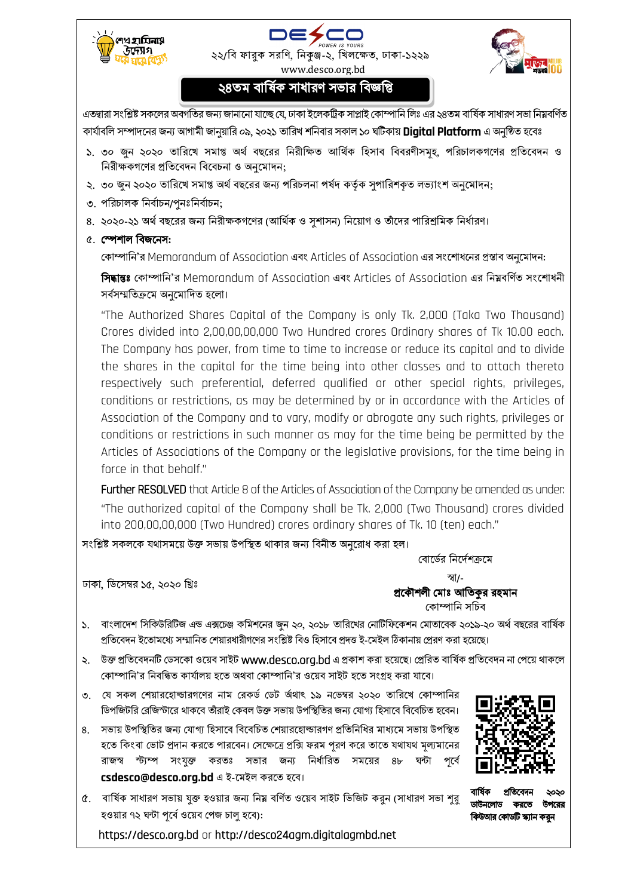শেখ হাসিনার উদ্যোগ ঘরে ঘরে বিদ্যুৎ

DESCO POWER IS YOURS

২২/বি ফারুক সরণি, নিকুঞ্জ-২, খিলক্ষেত, ঢাকা-১২২৯

www.desco.org.bd

মুজিব শতবর্ষ

# ২৪তম বার্ষিক সাধারণ সভার বিজ্ঞপ্তি

এতদ্বারা সংশ্লিষ্ট সকলের অবগতির জন্য জানানো যাচ্ছে যে, ঢাকা ইলেকট্রিক সাপ্লাই কোম্পানি লিঃ এর ২৪তম বার্ষিক সাধারণ সভা নিম্নবর্ণিত কার্যাবলি সম্পাদনের জন্য আগামী জানুয়ারি ০৯, ২০২১ তারিখ শনিবার সকাল ১০ ঘটিকায় **Digital Platform** এ অনুষ্ঠিত হবেঃ

১. ৩০ জুন ২০২০ তারিখে সমাপ্ত অর্থ বছরের নিরীক্ষিত আর্থিক হিসাব বিবরণীসমূহ, পরিচালকগণের প্রতিবেদন ও নিরীক্ষকগণের প্রতিবেদন বিবেচনা ও অনুমোদন;
২. ৩০ জুন ২০২০ তারিখে সমাপ্ত অর্থ বছরের জন্য পরিচলনা পর্ষদ কর্তৃক সুপারিশকৃত লভ্যাংশ অনুমোদন;
৩. পরিচালক নির্বাচন/পুনঃনির্বাচন;
৪. ২০২০-২১ অর্থ বছরের জন্য নিরীক্ষকগণের (আর্থিক ও সুশাসন) নিয়োগ ও তাঁদের পারিশ্রমিক নির্ধারণ।
৫. **স্পেশাল বিজনেস:**

কোম্পানি'র Memorandum of Association এবং Articles of Association এর সংশোধনের প্রস্তাব অনুমোদন:

**সিদ্ধান্তঃ** কোম্পানি'র Memorandum of Association এবং Articles of Association এর নিম্নবর্ণিত সংশোধনী সর্বসম্মতিক্রমে অনুমোদিত হলো।

"The Authorized Shares Capital of the Company is only Tk. 2,000 (Taka Two Thousand) Crores divided into 2,00,00,00,000 Two Hundred crores Ordinary shares of Tk 10.00 each. The Company has power, from time to time to increase or reduce its capital and to divide the shares in the capital for the time being into other classes and to attach thereto respectively such preferential, deferred qualified or other special rights, privileges, conditions or restrictions, as may be determined by or in accordance with the Articles of Association of the Company and to vary, modify or abrogate any such rights, privileges or conditions or restrictions in such manner as may for the time being be permitted by the Articles of Associations of the Company or the legislative provisions, for the time being in force in that behalf."

Further RESOLVED that Article 8 of the Articles of Association of the Company be amended as under:

"The authorized capital of the Company shall be Tk. 2,000 (Two Thousand) crores divided into 200,00,00,000 (Two Hundred) crores ordinary shares of Tk. 10 (ten) each."

সংশ্লিষ্ট সকলকে যথাসময়ে উক্ত সভায় উপস্থিত থাকার জন্য বিনীত অনুরোধ করা হল।

বোর্ডের নির্দেশক্রমে

স্বা/-

**প্রকৌশলী মোঃ আতিকুর রহমান**

কোম্পানি সচিব

ঢাকা, ডিসেম্বর ১৫, ২০২০ খ্রিঃ

১. বাংলাদেশ সিকিউরিটিজ এন্ড এক্সচেঞ্জ কমিশনের জুন ২০, ২০১৮ তারিখের নোটিফিকেশন মোতাবেক ২০১৯-২০ অর্থ বছরের বার্ষিক প্রতিবেদন ইতোমধ্যে সম্মানিত শেয়ারধারীগণের সংশ্লিষ্ট বিও হিসাবে প্রদত্ত ই-মেইল ঠিকানায় প্রেরণ করা হয়েছে।
২. উক্ত প্রতিবেদনটি ডেসকো ওয়েব সাইট www.desco.org.bd এ প্রকাশ করা হয়েছে। প্রেরিত বার্ষিক প্রতিবেদন না পেয়ে থাকলে কোম্পানি'র নিবন্ধিত কার্যালয় হতে অথবা কোম্পানি'র ওয়েব সাইট হতে সংগ্রহ করা যাবে।
৩. যে সকল শেয়ারহোল্ডারগণের নাম রেকর্ড ডেট অর্থাৎ ১৯ নভেম্বর ২০২০ তারিখে কোম্পানির ডিপজিটরি রেজিস্টারে থাকবে তাঁরাই কেবল উক্ত সভায় উপস্থিতির জন্য যোগ্য হিসাবে বিবেচিত হবেন।
৪. সভায় উপস্থিতির জন্য যোগ্য হিসাবে বিবেচিত শেয়ারহোল্ডারগণ প্রতিনিধির মাধ্যমে সভায় উপস্থিত হতে কিংবা ভোট প্রদান করতে পারবেন। সেক্ষেত্রে প্রক্সি ফরম পূরণ করে তাতে যথাযথ মূল্যমানের রাজস্ব স্ট্যাম্প সংযুক্ত করতঃ সভার জন্য নির্ধারিত সময়ের ৪৮ ঘন্টা পূর্বে **csdesco@desco.org.bd** এ ই-মেইল করতে হবে।
৫. বার্ষিক সাধারণ সভায় যুক্ত হওয়ার জন্য নিম্ন বর্ণিত ওয়েব সাইট ভিজিট করুন (সাধারণ সভা শুরু হওয়ার ৭২ ঘন্টা পূর্বে ওয়েব পেজ চালু হবে):

https://desco.org.bd or http://desco24agm.digitalagmbd.net

**বার্ষিক প্রতিবেদন ২০২০ ডাউনলোড করতে উপরের কিউআর কোডটি স্ক্যান করুন**